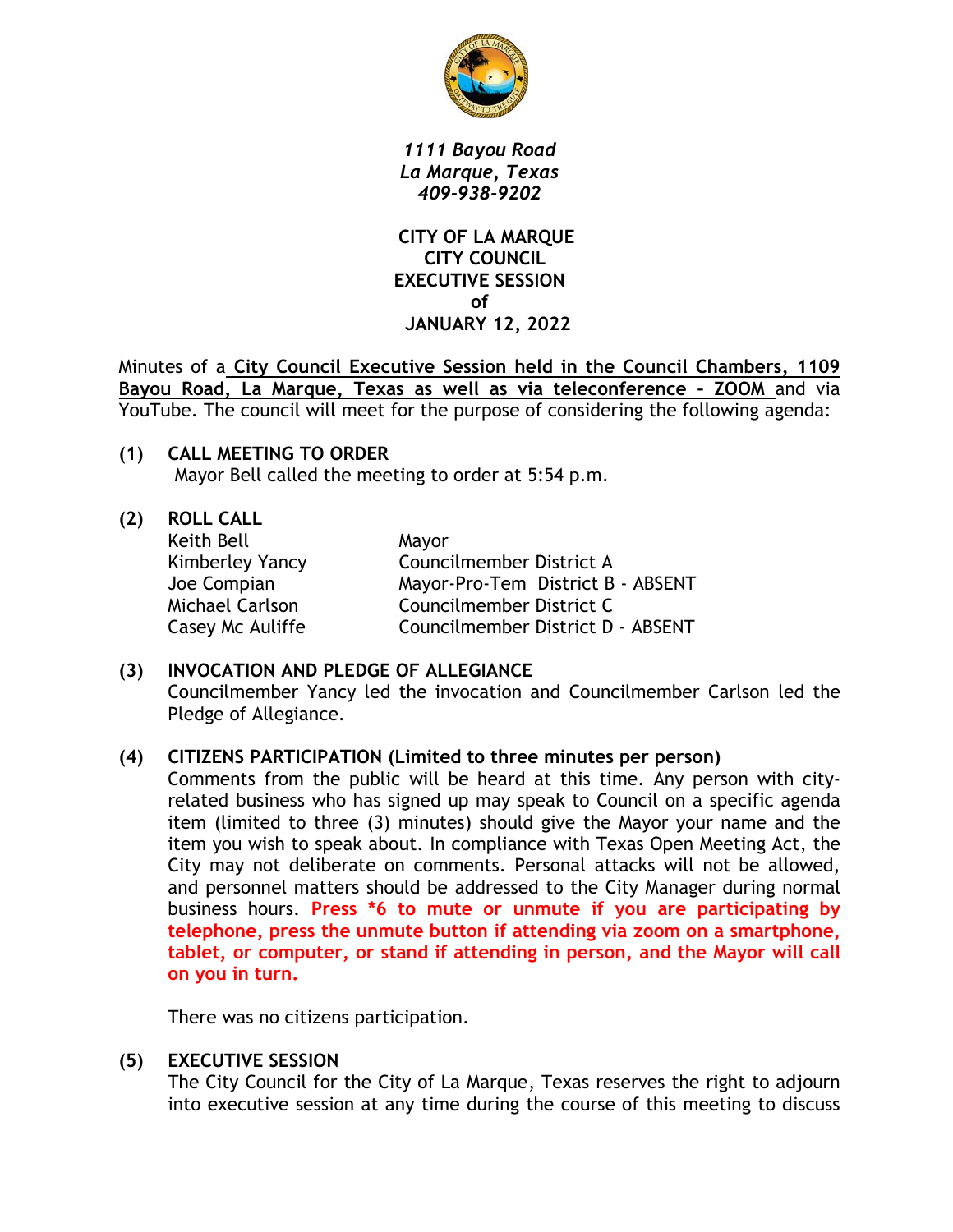*1111 Bayou Road*
*La Marque, Texas*
*409-938-9202*

**CITY OF LA MARQUE**
**CITY COUNCIL**
**EXECUTIVE SESSION**
**of**
**JANUARY 12, 2022**

Minutes of a **City Council Executive Session held in the Council Chambers, 1109 Bayou Road, La Marque, Texas as well as via teleconference – ZOOM** and via YouTube. The council will meet for the purpose of considering the following agenda:

**(1) CALL MEETING TO ORDER**
Mayor Bell called the meeting to order at 5:54 p.m.

**(2) ROLL CALL**

| | |
|---|---|
| Keith Bell | Mayor |
| Kimberley Yancy | Councilmember District A |
| Joe Compian | Mayor-Pro-Tem District B - ABSENT |
| Michael Carlson | Councilmember District C |
| Casey Mc Auliffe | Councilmember District D - ABSENT |

**(3) INVOCATION AND PLEDGE OF ALLEGIANCE**
Councilmember Yancy led the invocation and Councilmember Carlson led the Pledge of Allegiance.

**(4) CITIZENS PARTICIPATION (Limited to three minutes per person)**
Comments from the public will be heard at this time. Any person with city-related business who has signed up may speak to Council on a specific agenda item (limited to three (3) minutes) should give the Mayor your name and the item you wish to speak about. In compliance with Texas Open Meeting Act, the City may not deliberate on comments. Personal attacks will not be allowed, and personnel matters should be addressed to the City Manager during normal business hours. **Press *6 to mute or unmute if you are participating by telephone, press the unmute button if attending via zoom on a smartphone, tablet, or computer, or stand if attending in person, and the Mayor will call on you in turn.**

There was no citizens participation.

**(5) EXECUTIVE SESSION**
The City Council for the City of La Marque, Texas reserves the right to adjourn into executive session at any time during the course of this meeting to discuss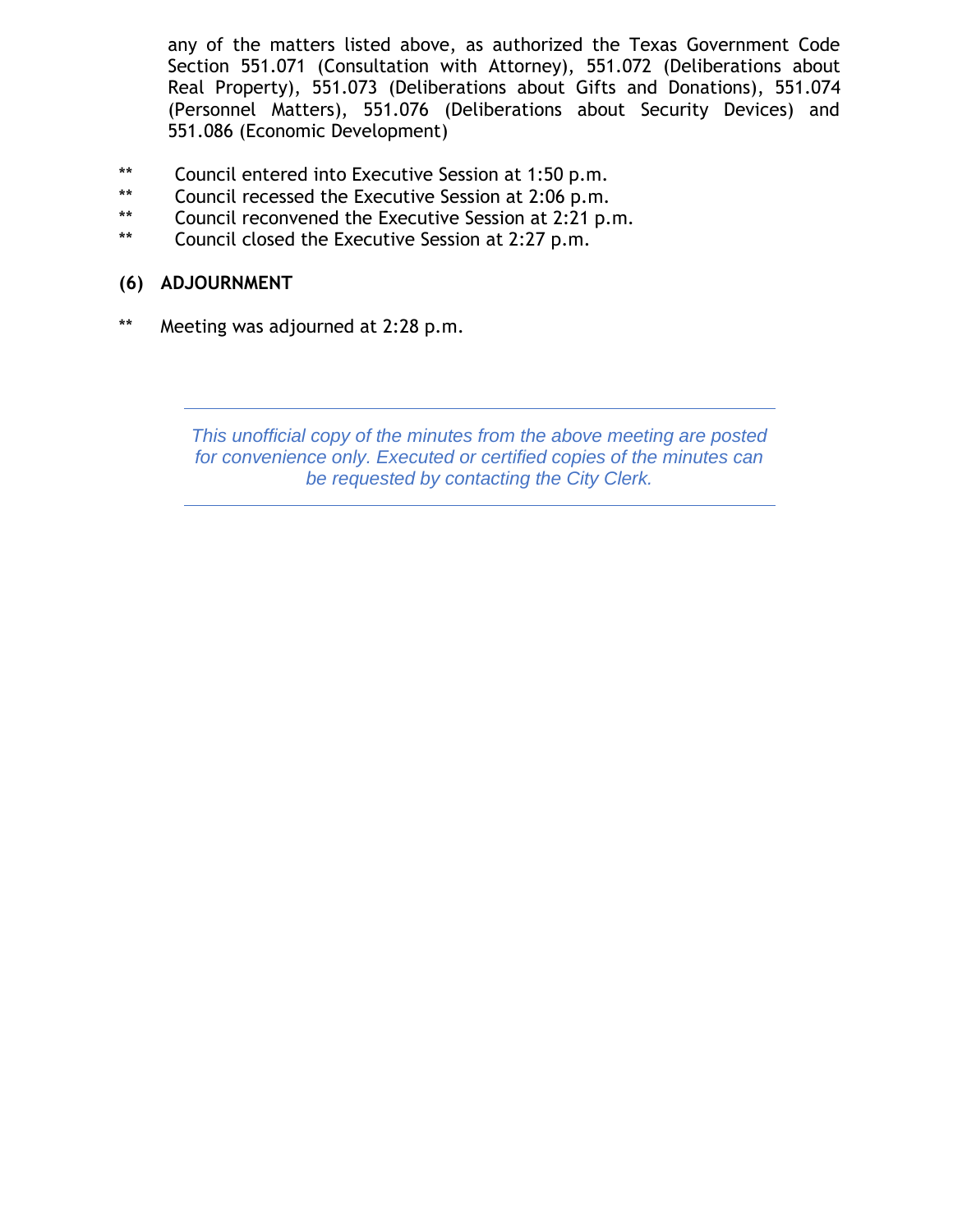any of the matters listed above, as authorized the Texas Government Code Section 551.071 (Consultation with Attorney), 551.072 (Deliberations about Real Property), 551.073 (Deliberations about Gifts and Donations), 551.074 (Personnel Matters), 551.076 (Deliberations about Security Devices) and 551.086 (Economic Development)

** Council entered into Executive Session at 1:50 p.m.
** Council recessed the Executive Session at 2:06 p.m.
** Council reconvened the Executive Session at 2:21 p.m.
** Council closed the Executive Session at 2:27 p.m.

**(6) ADJOURNMENT**

** Meeting was adjourned at 2:28 p.m.

---

*This unofficial copy of the minutes from the above meeting are posted for convenience only. Executed or certified copies of the minutes can be requested by contacting the City Clerk.*

---